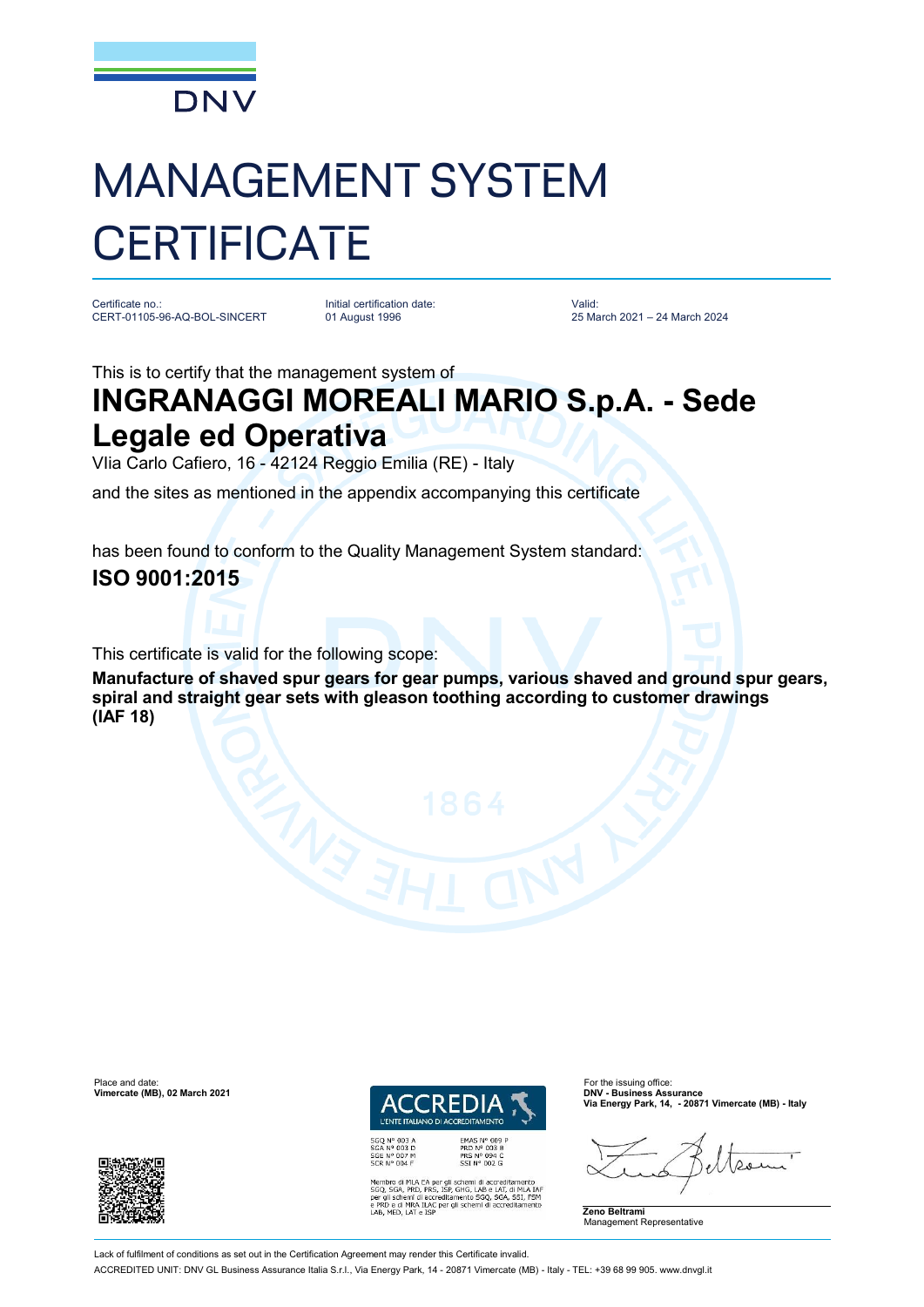DNV

# MANAGEMENT SYSTEM CERTIFICATE

Certificate no.:
CERT-01105-96-AQ-BOL-SINCERT

Initial certification date:
01 August 1996

Valid:
25 March 2021 – 24 March 2024

This is to certify that the management system of

## INGRANAGGI MOREALI MARIO S.p.A. - Sede Legale ed Operativa

VIia Carlo Cafiero, 16 - 42124 Reggio Emilia (RE) - Italy

and the sites as mentioned in the appendix accompanying this certificate

has been found to conform to the Quality Management System standard:

## ISO 9001:2015

This certificate is valid for the following scope:

**Manufacture of shaved spur gears for gear pumps, various shaved and ground spur gears, spiral and straight gear sets with gleason toothing according to customer drawings (IAF 18)**

Place and date:
**Vimercate (MB), 02 March 2021**

ACCREDIA
L'ENTE ITALIANO DI ACCREDITAMENTO

SGQ N° 003 A
SGA N° 003 D
SGE N° 007 M
SCR N° 004 F

EMAS N° 009 P
PRD N° 003 B
PRS N° 094 C
SSI N° 002 G

Membro di MLA EA per gli schemi di accreditamento SGQ, SGA, PRD, PRS, ISP, GHG, LAB e LAT, di MLA IAF per gli schemi di accreditamento SGQ, SGA, SSI, FSM e PRD e di MRA ILAC per gli schemi di accreditamento LAB, MED, LAT e ISP

For the issuing office:
**DNV - Business Assurance**
**Via Energy Park, 14, - 20871 Vimercate (MB) - Italy**

**Zeno Beltrami**
Management Representative

Lack of fulfilment of conditions as set out in the Certification Agreement may render this Certificate invalid.

ACCREDITED UNIT: DNV GL Business Assurance Italia S.r.l., Via Energy Park, 14 - 20871 Vimercate (MB) - Italy - TEL: +39 68 99 905. www.dnvgl.it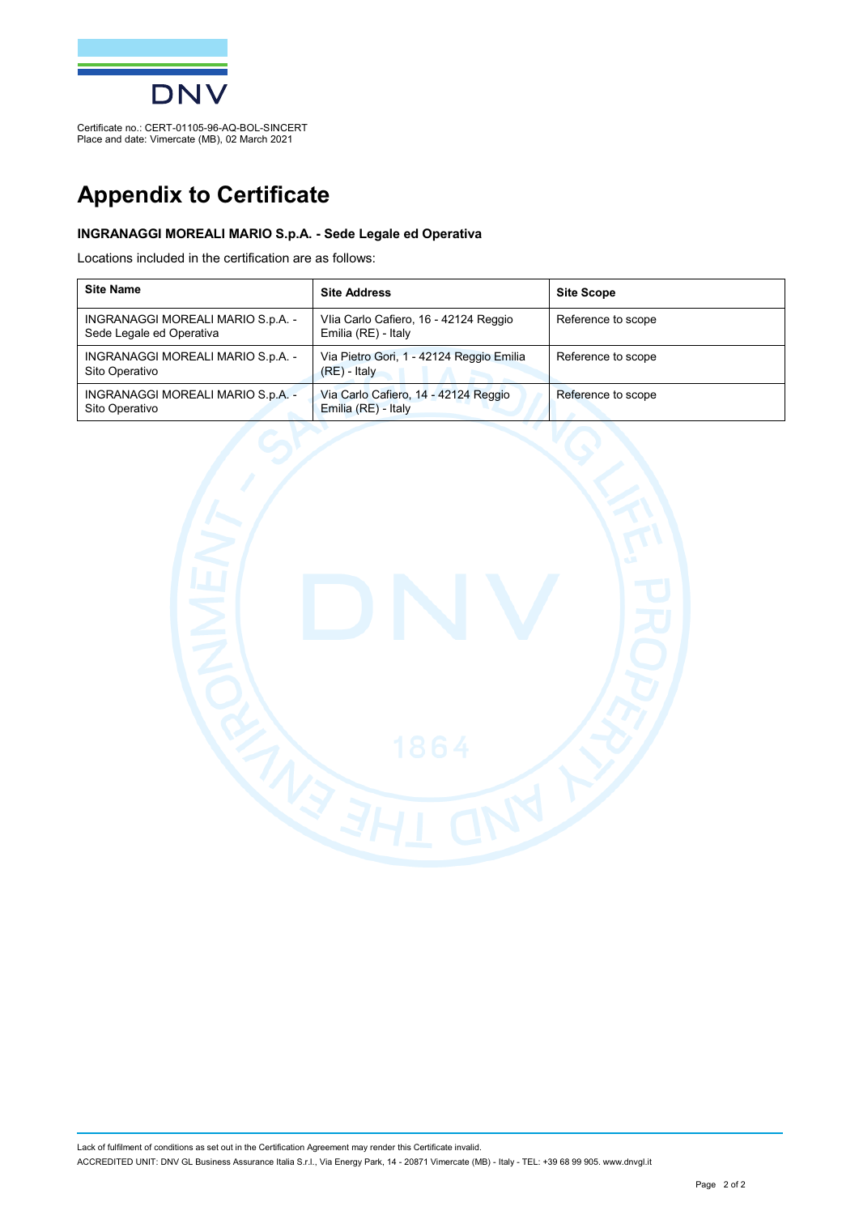Certificate no.: CERT-01105-96-AQ-BOL-SINCERT
Place and date: Vimercate (MB), 02 March 2021

# Appendix to Certificate

**INGRANAGGI MOREALI MARIO S.p.A. - Sede Legale ed Operativa**

Locations included in the certification are as follows:

| Site Name | Site Address | Site Scope |
|---|---|---|
| INGRANAGGI MOREALI MARIO S.p.A. - Sede Legale ed Operativa | VIia Carlo Cafiero, 16 - 42124 Reggio Emilia (RE) - Italy | Reference to scope |
| INGRANAGGI MOREALI MARIO S.p.A. - Sito Operativo | Via Pietro Gori, 1 - 42124 Reggio Emilia (RE) - Italy | Reference to scope |
| INGRANAGGI MOREALI MARIO S.p.A. - Sito Operativo | Via Carlo Cafiero, 14 - 42124 Reggio Emilia (RE) - Italy | Reference to scope |

Lack of fulfilment of conditions as set out in the Certification Agreement may render this Certificate invalid.

ACCREDITED UNIT: DNV GL Business Assurance Italia S.r.l., Via Energy Park, 14 - 20871 Vimercate (MB) - Italy - TEL: +39 68 99 905. www.dnvgl.it